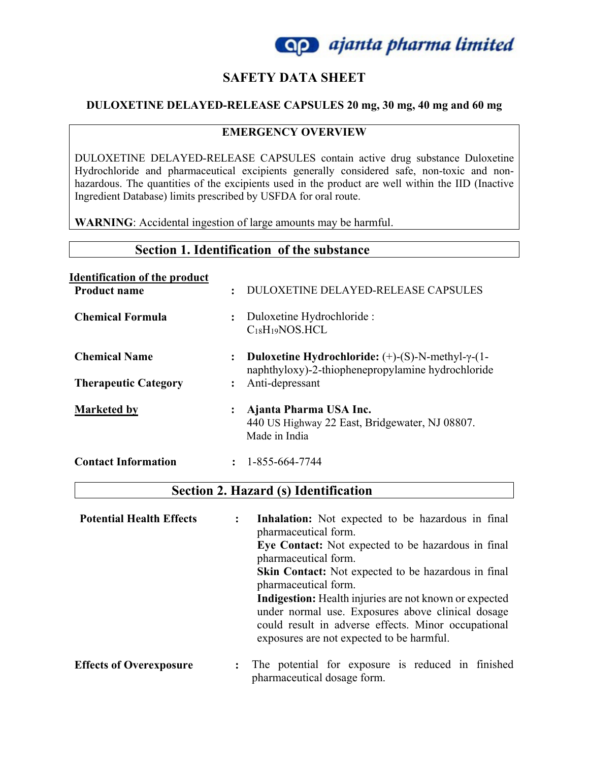ajanta pharma limited

# SAFETY DATA SHEET

## DULOXETINE DELAYED-RELEASE CAPSULES 20 mg, 30 mg, 40 mg and 60 mg

### EMERGENCY OVERVIEW

DULOXETINE DELAYED-RELEASE CAPSULES contain active drug substance Duloxetine Hydrochloride and pharmaceutical excipients generally considered safe, non-toxic and non-hazardous. The quantities of the excipients used in the product are well within the IID (Inactive Ingredient Database) limits prescribed by USFDA for oral route.

**WARNING**: Accidental ingestion of large amounts may be harmful.

## Section 1. Identification of the substance

**Identification of the product**

| | | |
|---|---|---|
| **Product name** | : | DULOXETINE DELAYED-RELEASE CAPSULES |
| **Chemical Formula** | : | Duloxetine Hydrochloride : $C_{18}H_{19}NOS.HCL$ |
| **Chemical Name** | : | **Duloxetine Hydrochloride:** (+)-(S)-N-methyl-γ-(1-naphthyloxy)-2-thiophenepropylamine hydrochloride |
| **Therapeutic Category** | : | Anti-depressant |
| **Marketed by** | : | **Ajanta Pharma USA Inc.** 440 US Highway 22 East, Bridgewater, NJ 08807. Made in India |
| **Contact Information** | : | 1-855-664-7744 |

## Section 2. Hazard (s) Identification

| | | |
|---|---|---|
| **Potential Health Effects** | : | **Inhalation:** Not expected to be hazardous in final pharmaceutical form. **Eye Contact:** Not expected to be hazardous in final pharmaceutical form. **Skin Contact:** Not expected to be hazardous in final pharmaceutical form. **Indigestion:** Health injuries are not known or expected under normal use. Exposures above clinical dosage could result in adverse effects. Minor occupational exposures are not expected to be harmful. |
| **Effects of Overexposure** | : | The potential for exposure is reduced in finished pharmaceutical dosage form. |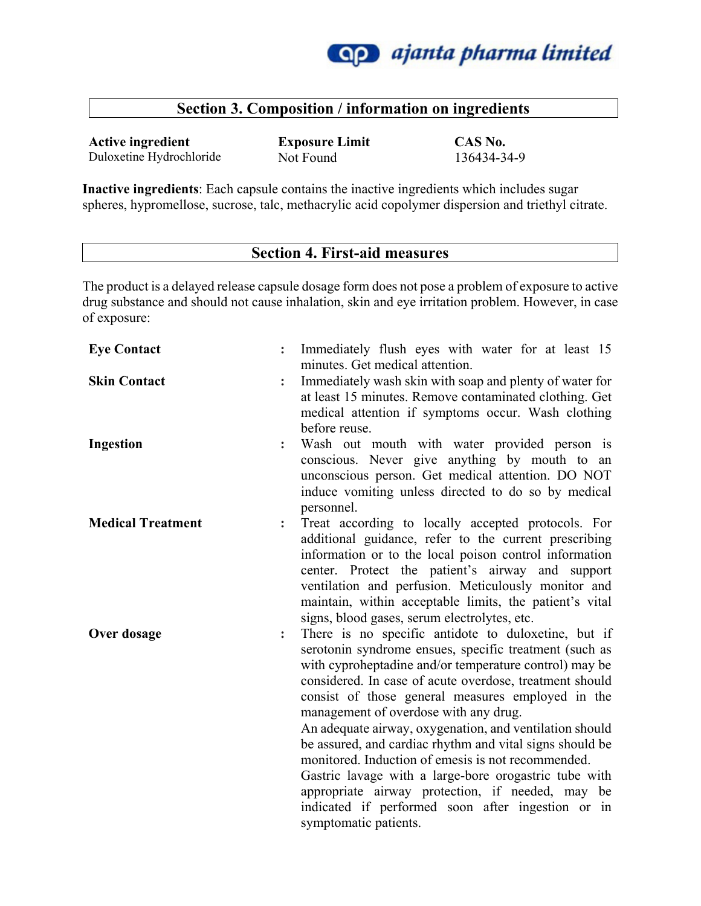## Section 3. Composition / information on ingredients

| Active ingredient | Exposure Limit | CAS No. |
|---|---|---|
| Duloxetine Hydrochloride | Not Found | 136434-34-9 |

**Inactive ingredients**: Each capsule contains the inactive ingredients which includes sugar spheres, hypromellose, sucrose, talc, methacrylic acid copolymer dispersion and triethyl citrate.

## Section 4. First-aid measures

The product is a delayed release capsule dosage form does not pose a problem of exposure to active drug substance and should not cause inhalation, skin and eye irritation problem. However, in case of exposure:

**Eye Contact** : Immediately flush eyes with water for at least 15 minutes. Get medical attention.

**Skin Contact** : Immediately wash skin with soap and plenty of water for at least 15 minutes. Remove contaminated clothing. Get medical attention if symptoms occur. Wash clothing before reuse.

**Ingestion** : Wash out mouth with water provided person is conscious. Never give anything by mouth to an unconscious person. Get medical attention. DO NOT induce vomiting unless directed to do so by medical personnel.

**Medical Treatment** : Treat according to locally accepted protocols. For additional guidance, refer to the current prescribing information or to the local poison control information center. Protect the patient's airway and support ventilation and perfusion. Meticulously monitor and maintain, within acceptable limits, the patient's vital signs, blood gases, serum electrolytes, etc.

**Over dosage** : There is no specific antidote to duloxetine, but if serotonin syndrome ensues, specific treatment (such as with cyproheptadine and/or temperature control) may be considered. In case of acute overdose, treatment should consist of those general measures employed in the management of overdose with any drug.
An adequate airway, oxygenation, and ventilation should be assured, and cardiac rhythm and vital signs should be monitored. Induction of emesis is not recommended.
Gastric lavage with a large-bore orogastric tube with appropriate airway protection, if needed, may be indicated if performed soon after ingestion or in symptomatic patients.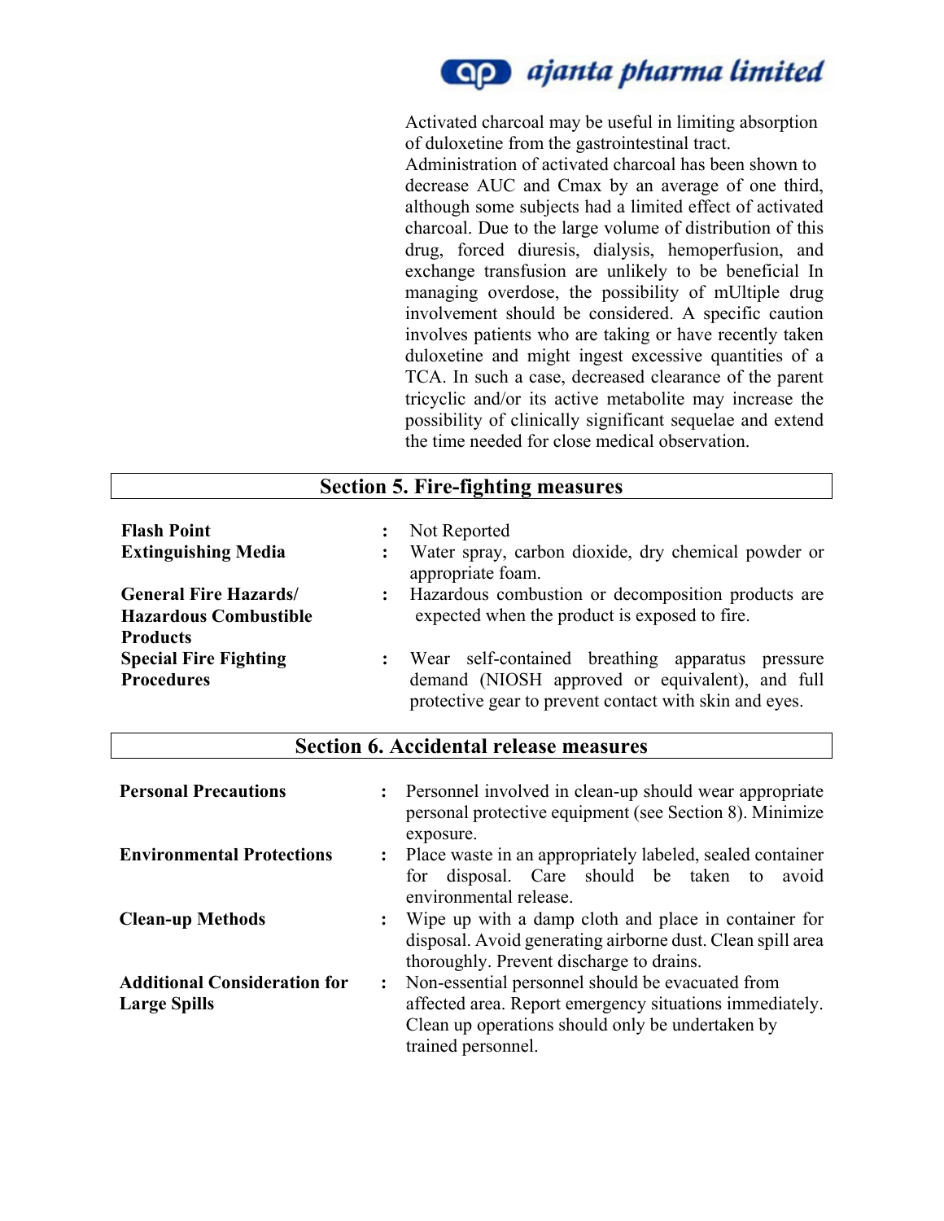Activated charcoal may be useful in limiting absorption of duloxetine from the gastrointestinal tract. Administration of activated charcoal has been shown to decrease AUC and Cmax by an average of one third, although some subjects had a limited effect of activated charcoal. Due to the large volume of distribution of this drug, forced diuresis, dialysis, hemoperfusion, and exchange transfusion are unlikely to be beneficial In managing overdose, the possibility of mUltiple drug involvement should be considered. A specific caution involves patients who are taking or have recently taken duloxetine and might ingest excessive quantities of a TCA. In such a case, decreased clearance of the parent tricyclic and/or its active metabolite may increase the possibility of clinically significant sequelae and extend the time needed for close medical observation.

## Section 5. Fire-fighting measures

| | | |
|---|---|---|
| **Flash Point** | : | Not Reported |
| **Extinguishing Media** | : | Water spray, carbon dioxide, dry chemical powder or appropriate foam. |
| **General Fire Hazards/ Hazardous Combustible Products** | : | Hazardous combustion or decomposition products are expected when the product is exposed to fire. |
| **Special Fire Fighting Procedures** | : | Wear self-contained breathing apparatus pressure demand (NIOSH approved or equivalent), and full protective gear to prevent contact with skin and eyes. |

## Section 6. Accidental release measures

| | | |
|---|---|---|
| **Personal Precautions** | : | Personnel involved in clean-up should wear appropriate personal protective equipment (see Section 8). Minimize exposure. |
| **Environmental Protections** | : | Place waste in an appropriately labeled, sealed container for disposal. Care should be taken to avoid environmental release. |
| **Clean-up Methods** | : | Wipe up with a damp cloth and place in container for disposal. Avoid generating airborne dust. Clean spill area thoroughly. Prevent discharge to drains. |
| **Additional Consideration for Large Spills** | : | Non-essential personnel should be evacuated from affected area. Report emergency situations immediately. Clean up operations should only be undertaken by trained personnel. |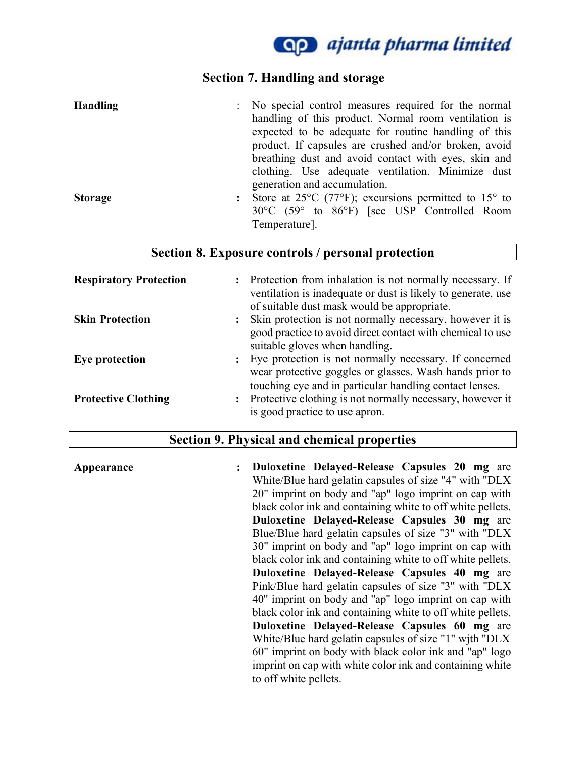## Section 7. Handling and storage

**Handling** : No special control measures required for the normal handling of this product. Normal room ventilation is expected to be adequate for routine handling of this product. If capsules are crushed and/or broken, avoid breathing dust and avoid contact with eyes, skin and clothing. Use adequate ventilation. Minimize dust generation and accumulation.

**Storage** : Store at 25°C (77°F); excursions permitted to 15° to 30°C (59° to 86°F) [see USP Controlled Room Temperature].

## Section 8. Exposure controls / personal protection

**Respiratory Protection** : Protection from inhalation is not normally necessary. If ventilation is inadequate or dust is likely to generate, use of suitable dust mask would be appropriate.

**Skin Protection** : Skin protection is not normally necessary, however it is good practice to avoid direct contact with chemical to use suitable gloves when handling.

**Eye protection** : Eye protection is not normally necessary. If concerned wear protective goggles or glasses. Wash hands prior to touching eye and in particular handling contact lenses.

**Protective Clothing** : Protective clothing is not normally necessary, however it is good practice to use apron.

## Section 9. Physical and chemical properties

**Appearance** : **Duloxetine Delayed-Release Capsules 20 mg** are White/Blue hard gelatin capsules of size "4" with "DLX 20" imprint on body and "ap" logo imprint on cap with black color ink and containing white to off white pellets.
**Duloxetine Delayed-Release Capsules 30 mg** are Blue/Blue hard gelatin capsules of size "3" with "DLX 30" imprint on body and "ap" logo imprint on cap with black color ink and containing white to off white pellets.
**Duloxetine Delayed-Release Capsules 40 mg** are Pink/Blue hard gelatin capsules of size "3" with "DLX 40" imprint on body and "ap" logo imprint on cap with black color ink and containing white to off white pellets.
**Duloxetine Delayed-Release Capsules 60 mg** are White/Blue hard gelatin capsules of size "1" wjth "DLX 60" imprint on body with black color ink and "ap" logo imprint on cap with white color ink and containing white to off white pellets.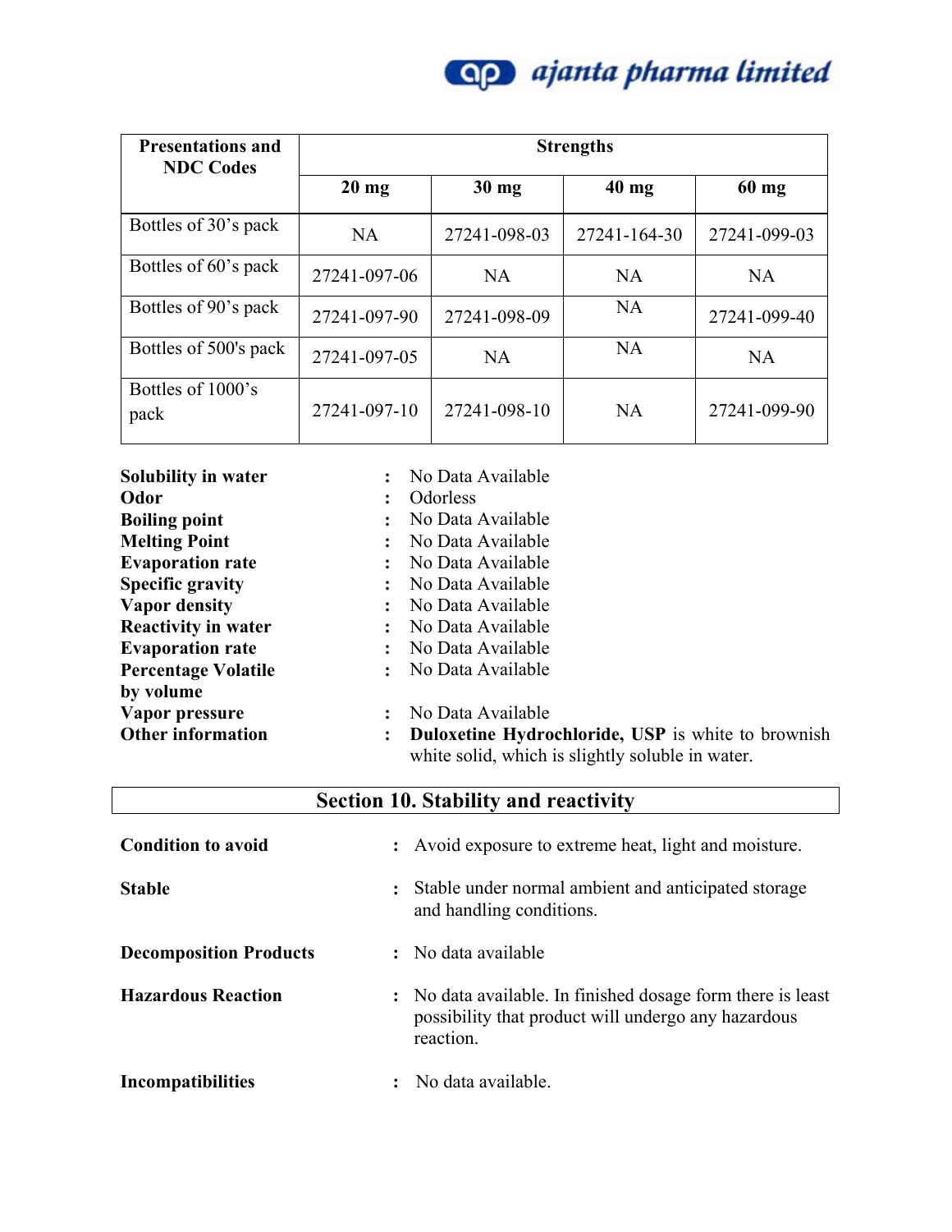| Presentations and NDC Codes | Strengths | | | |
|---|---|---|---|---|
| | 20 mg | 30 mg | 40 mg | 60 mg |
| Bottles of 30's pack | NA | 27241-098-03 | 27241-164-30 | 27241-099-03 |
| Bottles of 60's pack | 27241-097-06 | NA | NA | NA |
| Bottles of 90's pack | 27241-097-90 | 27241-098-09 | NA | 27241-099-40 |
| Bottles of 500's pack | 27241-097-05 | NA | NA | NA |
| Bottles of 1000's pack | 27241-097-10 | 27241-098-10 | NA | 27241-099-90 |

**Solubility in water** : No Data Available
**Odor** : Odorless
**Boiling point** : No Data Available
**Melting Point** : No Data Available
**Evaporation rate** : No Data Available
**Specific gravity** : No Data Available
**Vapor density** : No Data Available
**Reactivity in water** : No Data Available
**Evaporation rate** : No Data Available
**Percentage Volatile by volume** : No Data Available
**Vapor pressure** : No Data Available
**Other information** : **Duloxetine Hydrochloride, USP** is white to brownish white solid, which is slightly soluble in water.

## Section 10. Stability and reactivity

**Condition to avoid** : Avoid exposure to extreme heat, light and moisture.

**Stable** : Stable under normal ambient and anticipated storage and handling conditions.

**Decomposition Products** : No data available

**Hazardous Reaction** : No data available. In finished dosage form there is least possibility that product will undergo any hazardous reaction.

**Incompatibilities** : No data available.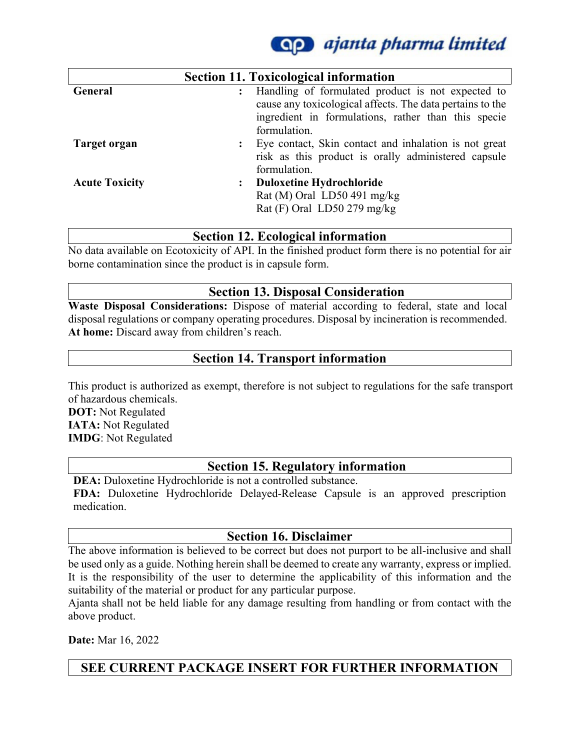## Section 11. Toxicological information

| | | |
|---|---|---|
| **General** | : | Handling of formulated product is not expected to cause any toxicological affects. The data pertains to the ingredient in formulations, rather than this specie formulation. |
| **Target organ** | : | Eye contact, Skin contact and inhalation is not great risk as this product is orally administered capsule formulation. |
| **Acute Toxicity** | : | **Duloxetine Hydrochloride**<br>Rat (M) Oral LD50 491 mg/kg<br>Rat (F) Oral LD50 279 mg/kg |

## Section 12. Ecological information

No data available on Ecotoxicity of API. In the finished product form there is no potential for air borne contamination since the product is in capsule form.

## Section 13. Disposal Consideration

**Waste Disposal Considerations:** Dispose of material according to federal, state and local disposal regulations or company operating procedures. Disposal by incineration is recommended.
**At home:** Discard away from children's reach.

## Section 14. Transport information

This product is authorized as exempt, therefore is not subject to regulations for the safe transport of hazardous chemicals.
**DOT:** Not Regulated
**IATA:** Not Regulated
**IMDG**: Not Regulated

## Section 15. Regulatory information

**DEA:** Duloxetine Hydrochloride is not a controlled substance.
**FDA:** Duloxetine Hydrochloride Delayed-Release Capsule is an approved prescription medication.

## Section 16. Disclaimer

The above information is believed to be correct but does not purport to be all-inclusive and shall be used only as a guide. Nothing herein shall be deemed to create any warranty, express or implied. It is the responsibility of the user to determine the applicability of this information and the suitability of the material or product for any particular purpose.
Ajanta shall not be held liable for any damage resulting from handling or from contact with the above product.

**Date:** Mar 16, 2022

## SEE CURRENT PACKAGE INSERT FOR FURTHER INFORMATION